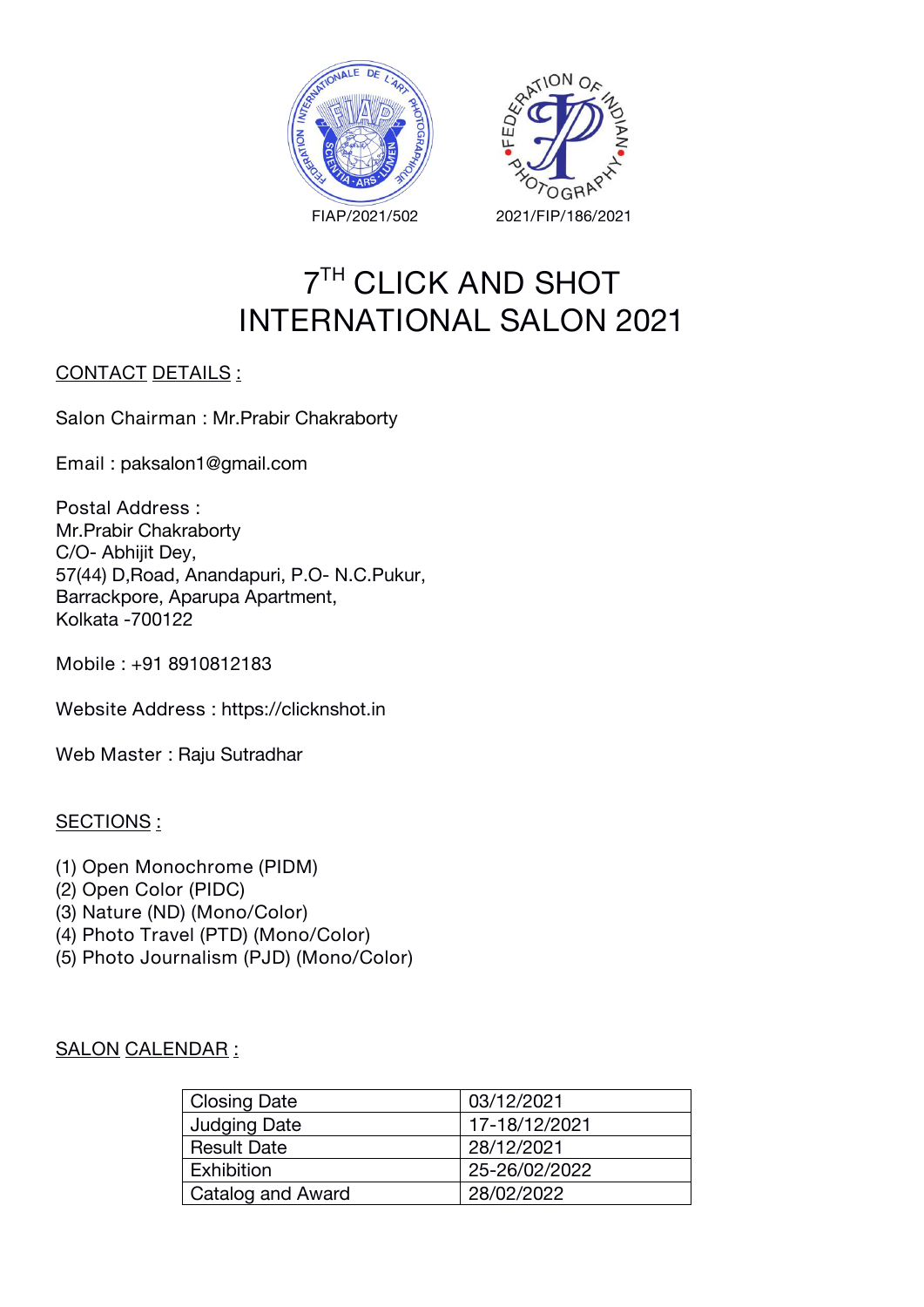FIAP/2021/502

2021/FIP/186/2021

# 7TH CLICK AND SHOT INTERNATIONAL SALON 2021

CONTACT DETAILS :

Salon Chairman : Mr.Prabir Chakraborty

Email : paksalon1@gmail.com

Postal Address :
Mr.Prabir Chakraborty
C/O- Abhijit Dey,
57(44) D,Road, Anandapuri, P.O- N.C.Pukur,
Barrackpore, Aparupa Apartment,
Kolkata -700122

Mobile : +91 8910812183

Website Address : https://clicknshot.in

Web Master : Raju Sutradhar

SECTIONS :

(1) Open Monochrome (PIDM)
(2) Open Color (PIDC)
(3) Nature (ND) (Mono/Color)
(4) Photo Travel (PTD) (Mono/Color)
(5) Photo Journalism (PJD) (Mono/Color)

SALON CALENDAR :

| Closing Date | 03/12/2021 |
|---|---|
| Judging Date | 17-18/12/2021 |
| Result Date | 28/12/2021 |
| Exhibition | 25-26/02/2022 |
| Catalog and Award | 28/02/2022 |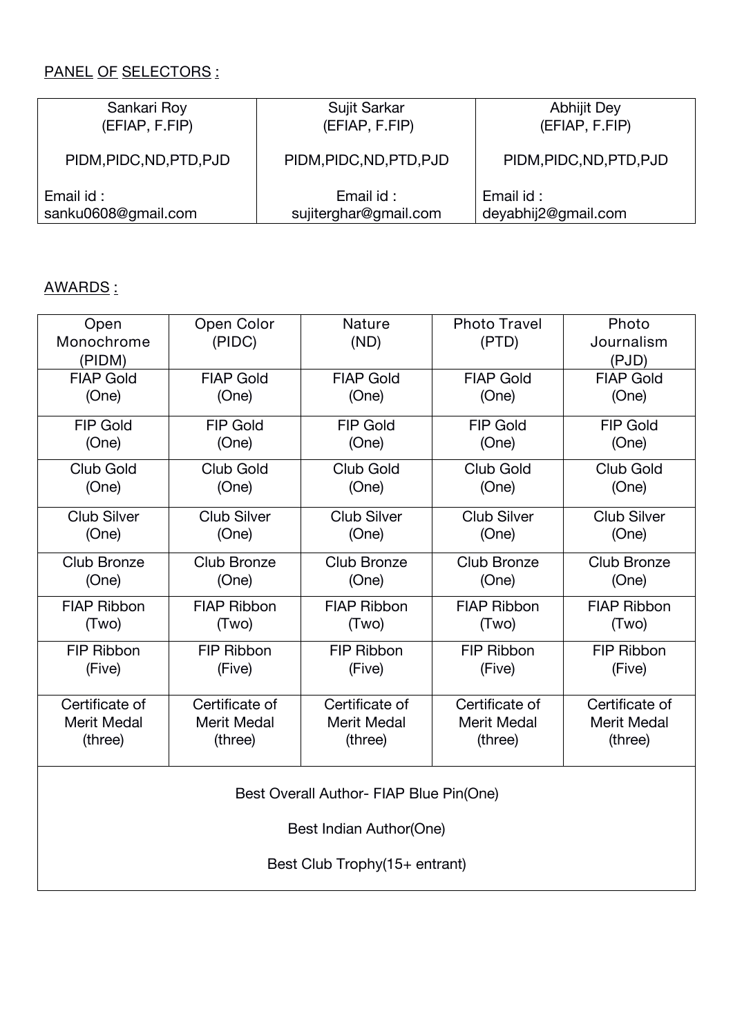PANEL OF SELECTORS :

| Sankari Roy (EFIAP, F.FIP) PIDM,PIDC,ND,PTD,PJD Email id : sanku0608@gmail.com | Sujit Sarkar (EFIAP, F.FIP) PIDM,PIDC,ND,PTD,PJD Email id : sujiterghar@gmail.com | Abhijit Dey (EFIAP, F.FIP) PIDM,PIDC,ND,PTD,PJD Email id : deyabhij2@gmail.com |
|---|---|---|

AWARDS :

| Open Monochrome (PIDM) | Open Color (PIDC) | Nature (ND) | Photo Travel (PTD) | Photo Journalism (PJD) |
|---|---|---|---|---|
| FIAP Gold (One) | FIAP Gold (One) | FIAP Gold (One) | FIAP Gold (One) | FIAP Gold (One) |
| FIP Gold (One) | FIP Gold (One) | FIP Gold (One) | FIP Gold (One) | FIP Gold (One) |
| Club Gold (One) | Club Gold (One) | Club Gold (One) | Club Gold (One) | Club Gold (One) |
| Club Silver (One) | Club Silver (One) | Club Silver (One) | Club Silver (One) | Club Silver (One) |
| Club Bronze (One) | Club Bronze (One) | Club Bronze (One) | Club Bronze (One) | Club Bronze (One) |
| FIAP Ribbon (Two) | FIAP Ribbon (Two) | FIAP Ribbon (Two) | FIAP Ribbon (Two) | FIAP Ribbon (Two) |
| FIP Ribbon (Five) | FIP Ribbon (Five) | FIP Ribbon (Five) | FIP Ribbon (Five) | FIP Ribbon (Five) |
| Certificate of Merit Medal (three) | Certificate of Merit Medal (three) | Certificate of Merit Medal (three) | Certificate of Merit Medal (three) | Certificate of Merit Medal (three) |
| Best Overall Author- FIAP Blue Pin(One) Best Indian Author(One) Best Club Trophy(15+ entrant) | | | | |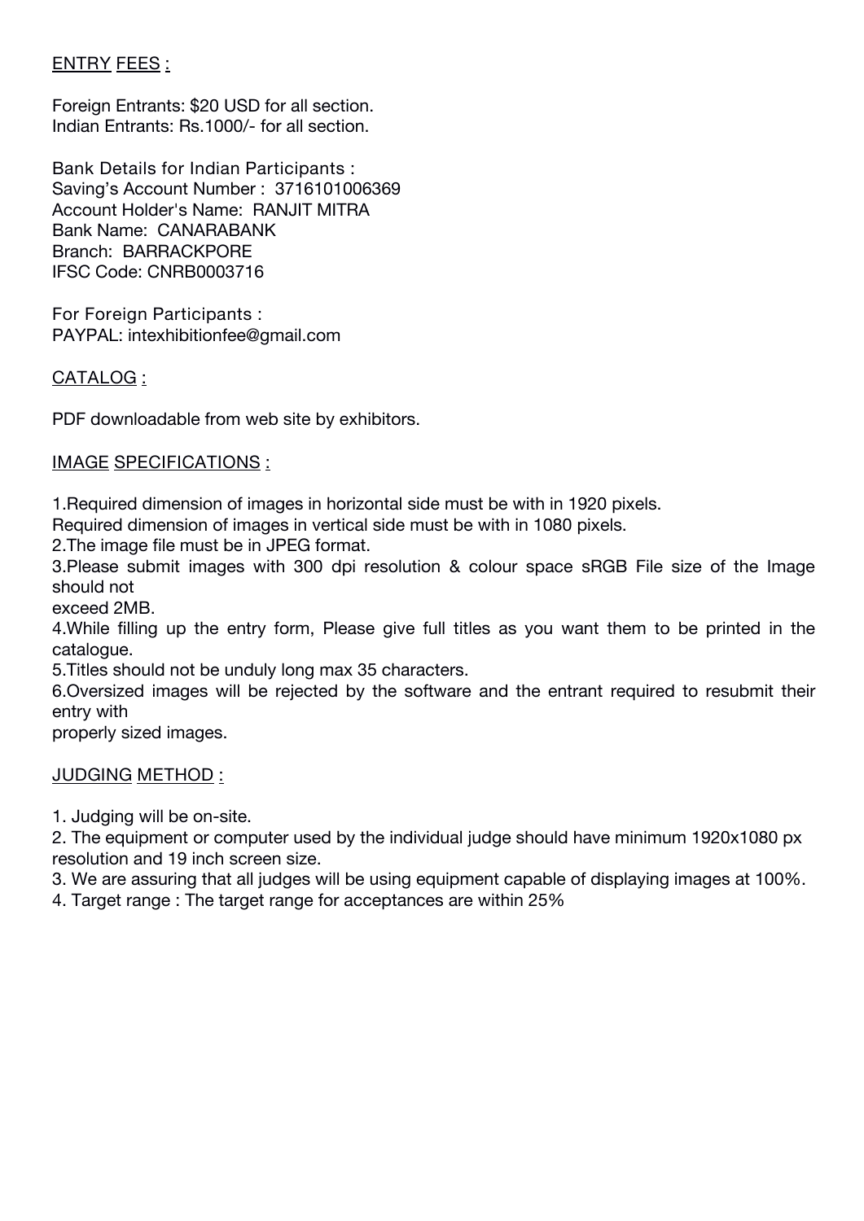## ENTRY FEES :

Foreign Entrants: $20 USD for all section.
Indian Entrants: Rs.1000/- for all section.

Bank Details for Indian Participants :
Saving's Account Number : 3716101006369
Account Holder's Name: RANJIT MITRA
Bank Name: CANARABANK
Branch: BARRACKPORE
IFSC Code: CNRB0003716

For Foreign Participants :
PAYPAL: intexhibitionfee@gmail.com

## CATALOG :

PDF downloadable from web site by exhibitors.

## IMAGE SPECIFICATIONS :

1.Required dimension of images in horizontal side must be with in 1920 pixels.
Required dimension of images in vertical side must be with in 1080 pixels.
2.The image file must be in JPEG format.
3.Please submit images with 300 dpi resolution & colour space sRGB File size of the Image should not exceed 2MB.
4.While filling up the entry form, Please give full titles as you want them to be printed in the catalogue.
5.Titles should not be unduly long max 35 characters.
6.Oversized images will be rejected by the software and the entrant required to resubmit their entry with properly sized images.

## JUDGING METHOD :

1. Judging will be on-site.
2. The equipment or computer used by the individual judge should have minimum 1920x1080 px resolution and 19 inch screen size.
3. We are assuring that all judges will be using equipment capable of displaying images at 100%.
4. Target range : The target range for acceptances are within 25%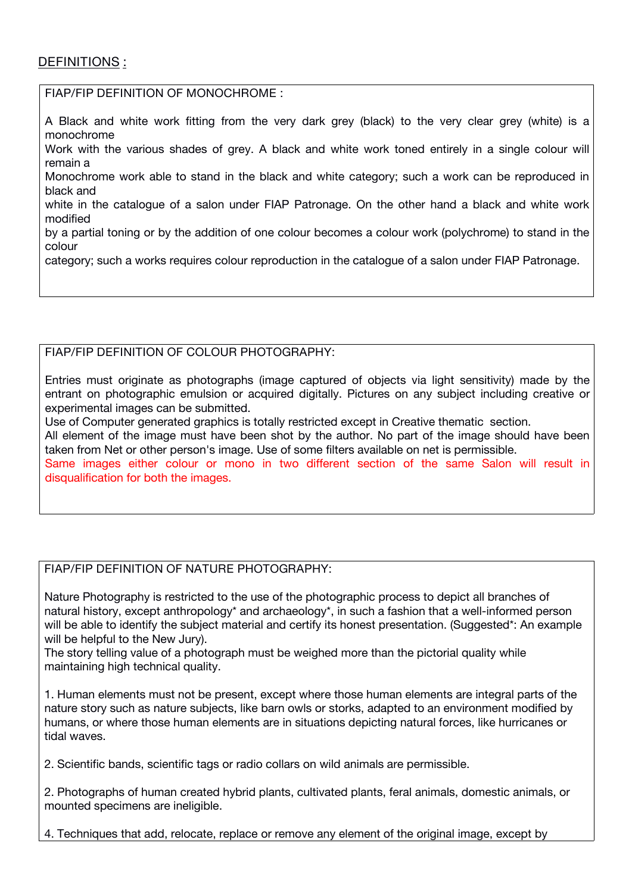## DEFINITIONS :

### FIAP/FIP DEFINITION OF MONOCHROME :

A Black and white work fitting from the very dark grey (black) to the very clear grey (white) is a monochrome
Work with the various shades of grey. A black and white work toned entirely in a single colour will remain a
Monochrome work able to stand in the black and white category; such a work can be reproduced in black and
white in the catalogue of a salon under FIAP Patronage. On the other hand a black and white work modified
by a partial toning or by the addition of one colour becomes a colour work (polychrome) to stand in the colour
category; such a works requires colour reproduction in the catalogue of a salon under FIAP Patronage.

### FIAP/FIP DEFINITION OF COLOUR PHOTOGRAPHY:

Entries must originate as photographs (image captured of objects via light sensitivity) made by the entrant on photographic emulsion or acquired digitally. Pictures on any subject including creative or experimental images can be submitted.
Use of Computer generated graphics is totally restricted except in Creative thematic section.
All element of the image must have been shot by the author. No part of the image should have been taken from Net or other person's image. Use of some filters available on net is permissible.
Same images either colour or mono in two different section of the same Salon will result in disqualification for both the images.

### FIAP/FIP DEFINITION OF NATURE PHOTOGRAPHY:

Nature Photography is restricted to the use of the photographic process to depict all branches of natural history, except anthropology* and archaeology*, in such a fashion that a well-informed person will be able to identify the subject material and certify its honest presentation. (Suggested*: An example will be helpful to the New Jury).
The story telling value of a photograph must be weighed more than the pictorial quality while maintaining high technical quality.

1. Human elements must not be present, except where those human elements are integral parts of the nature story such as nature subjects, like barn owls or storks, adapted to an environment modified by humans, or where those human elements are in situations depicting natural forces, like hurricanes or tidal waves.

2. Scientific bands, scientific tags or radio collars on wild animals are permissible.

2. Photographs of human created hybrid plants, cultivated plants, feral animals, domestic animals, or mounted specimens are ineligible.

4. Techniques that add, relocate, replace or remove any element of the original image, except by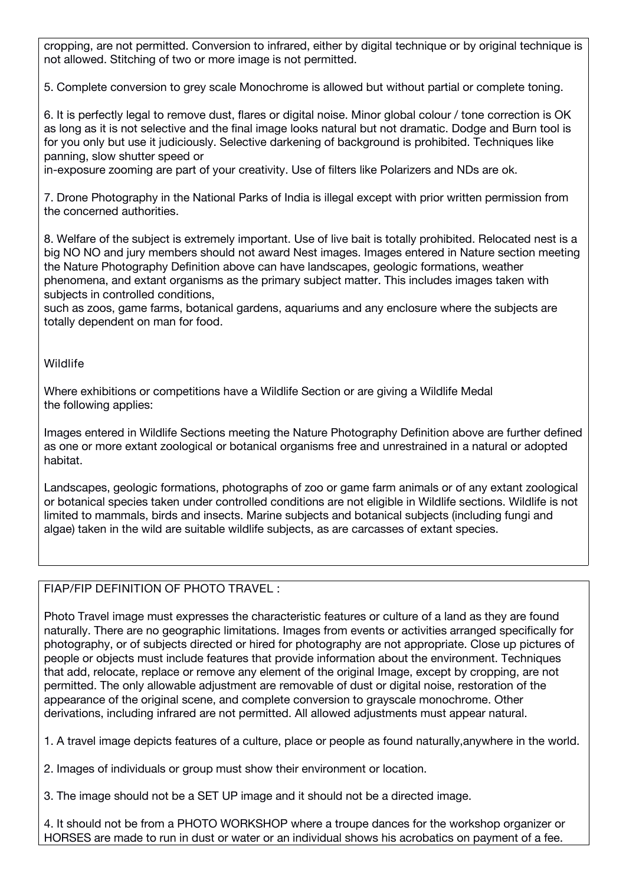cropping, are not permitted. Conversion to infrared, either by digital technique or by original technique is not allowed. Stitching of two or more image is not permitted.

5. Complete conversion to grey scale Monochrome is allowed but without partial or complete toning.

6. It is perfectly legal to remove dust, flares or digital noise. Minor global colour / tone correction is OK as long as it is not selective and the final image looks natural but not dramatic. Dodge and Burn tool is for you only but use it judiciously. Selective darkening of background is prohibited. Techniques like panning, slow shutter speed or
in-exposure zooming are part of your creativity. Use of filters like Polarizers and NDs are ok.

7. Drone Photography in the National Parks of India is illegal except with prior written permission from the concerned authorities.

8. Welfare of the subject is extremely important. Use of live bait is totally prohibited. Relocated nest is a big NO NO and jury members should not award Nest images. Images entered in Nature section meeting the Nature Photography Definition above can have landscapes, geologic formations, weather phenomena, and extant organisms as the primary subject matter. This includes images taken with subjects in controlled conditions,
such as zoos, game farms, botanical gardens, aquariums and any enclosure where the subjects are totally dependent on man for food.

Wildlife

Where exhibitions or competitions have a Wildlife Section or are giving a Wildlife Medal
the following applies:

Images entered in Wildlife Sections meeting the Nature Photography Definition above are further defined as one or more extant zoological or botanical organisms free and unrestrained in a natural or adopted habitat.

Landscapes, geologic formations, photographs of zoo or game farm animals or of any extant zoological or botanical species taken under controlled conditions are not eligible in Wildlife sections. Wildlife is not limited to mammals, birds and insects. Marine subjects and botanical subjects (including fungi and algae) taken in the wild are suitable wildlife subjects, as are carcasses of extant species.

FIAP/FIP DEFINITION OF PHOTO TRAVEL :

Photo Travel image must expresses the characteristic features or culture of a land as they are found naturally. There are no geographic limitations. Images from events or activities arranged specifically for photography, or of subjects directed or hired for photography are not appropriate. Close up pictures of people or objects must include features that provide information about the environment. Techniques that add, relocate, replace or remove any element of the original Image, except by cropping, are not permitted. The only allowable adjustment are removable of dust or digital noise, restoration of the appearance of the original scene, and complete conversion to grayscale monochrome. Other derivations, including infrared are not permitted. All allowed adjustments must appear natural.

1. A travel image depicts features of a culture, place or people as found naturally,anywhere in the world.

2. Images of individuals or group must show their environment or location.

3. The image should not be a SET UP image and it should not be a directed image.

4. It should not be from a PHOTO WORKSHOP where a troupe dances for the workshop organizer or HORSES are made to run in dust or water or an individual shows his acrobatics on payment of a fee.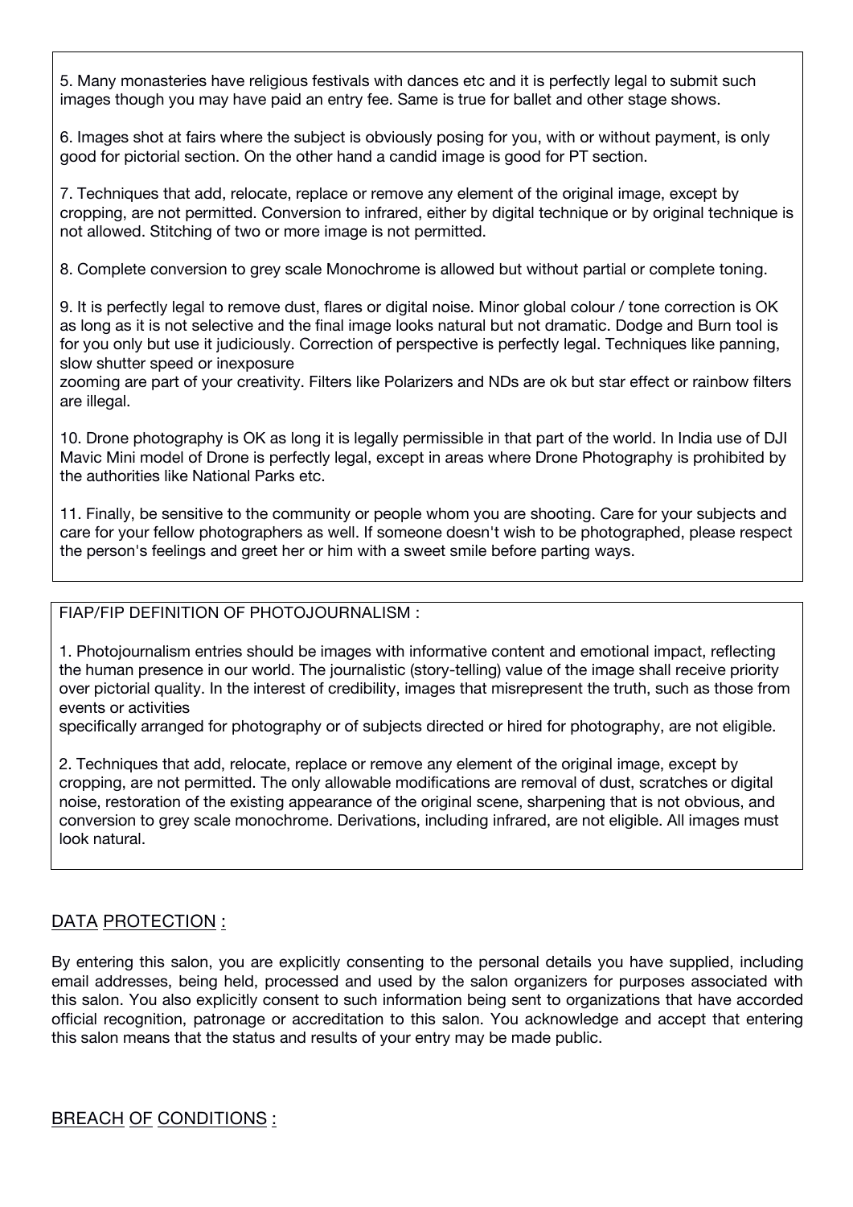5. Many monasteries have religious festivals with dances etc and it is perfectly legal to submit such images though you may have paid an entry fee. Same is true for ballet and other stage shows.

6. Images shot at fairs where the subject is obviously posing for you, with or without payment, is only good for pictorial section. On the other hand a candid image is good for PT section.

7. Techniques that add, relocate, replace or remove any element of the original image, except by cropping, are not permitted. Conversion to infrared, either by digital technique or by original technique is not allowed. Stitching of two or more image is not permitted.

8. Complete conversion to grey scale Monochrome is allowed but without partial or complete toning.

9. It is perfectly legal to remove dust, flares or digital noise. Minor global colour / tone correction is OK as long as it is not selective and the final image looks natural but not dramatic. Dodge and Burn tool is for you only but use it judiciously. Correction of perspective is perfectly legal. Techniques like panning, slow shutter speed or inexposure zooming are part of your creativity. Filters like Polarizers and NDs are ok but star effect or rainbow filters are illegal.

10. Drone photography is OK as long it is legally permissible in that part of the world. In India use of DJI Mavic Mini model of Drone is perfectly legal, except in areas where Drone Photography is prohibited by the authorities like National Parks etc.

11. Finally, be sensitive to the community or people whom you are shooting. Care for your subjects and care for your fellow photographers as well. If someone doesn't wish to be photographed, please respect the person's feelings and greet her or him with a sweet smile before parting ways.

FIAP/FIP DEFINITION OF PHOTOJOURNALISM :

1. Photojournalism entries should be images with informative content and emotional impact, reflecting the human presence in our world. The journalistic (story-telling) value of the image shall receive priority over pictorial quality. In the interest of credibility, images that misrepresent the truth, such as those from events or activities specifically arranged for photography or of subjects directed or hired for photography, are not eligible.

2. Techniques that add, relocate, replace or remove any element of the original image, except by cropping, are not permitted. The only allowable modifications are removal of dust, scratches or digital noise, restoration of the existing appearance of the original scene, sharpening that is not obvious, and conversion to grey scale monochrome. Derivations, including infrared, are not eligible. All images must look natural.

## DATA PROTECTION :

By entering this salon, you are explicitly consenting to the personal details you have supplied, including email addresses, being held, processed and used by the salon organizers for purposes associated with this salon. You also explicitly consent to such information being sent to organizations that have accorded official recognition, patronage or accreditation to this salon. You acknowledge and accept that entering this salon means that the status and results of your entry may be made public.

## BREACH OF CONDITIONS :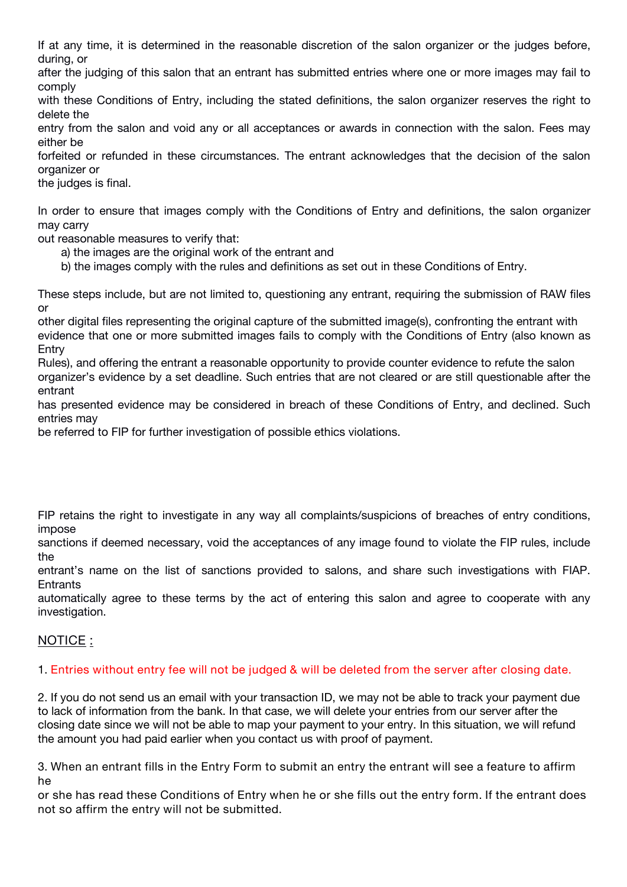If at any time, it is determined in the reasonable discretion of the salon organizer or the judges before, during, or after the judging of this salon that an entrant has submitted entries where one or more images may fail to comply with these Conditions of Entry, including the stated definitions, the salon organizer reserves the right to delete the entry from the salon and void any or all acceptances or awards in connection with the salon. Fees may either be forfeited or refunded in these circumstances. The entrant acknowledges that the decision of the salon organizer or the judges is final.

In order to ensure that images comply with the Conditions of Entry and definitions, the salon organizer may carry out reasonable measures to verify that:

a) the images are the original work of the entrant and
b) the images comply with the rules and definitions as set out in these Conditions of Entry.

These steps include, but are not limited to, questioning any entrant, requiring the submission of RAW files or other digital files representing the original capture of the submitted image(s), confronting the entrant with evidence that one or more submitted images fails to comply with the Conditions of Entry (also known as Entry Rules), and offering the entrant a reasonable opportunity to provide counter evidence to refute the salon organizer's evidence by a set deadline. Such entries that are not cleared or are still questionable after the entrant has presented evidence may be considered in breach of these Conditions of Entry, and declined. Such entries may be referred to FIP for further investigation of possible ethics violations.

FIP retains the right to investigate in any way all complaints/suspicions of breaches of entry conditions, impose sanctions if deemed necessary, void the acceptances of any image found to violate the FIP rules, include the entrant's name on the list of sanctions provided to salons, and share such investigations with FIAP. Entrants automatically agree to these terms by the act of entering this salon and agree to cooperate with any investigation.

NOTICE :

1. Entries without entry fee will not be judged & will be deleted from the server after closing date.

2. If you do not send us an email with your transaction ID, we may not be able to track your payment due to lack of information from the bank. In that case, we will delete your entries from our server after the closing date since we will not be able to map your payment to your entry. In this situation, we will refund the amount you had paid earlier when you contact us with proof of payment.

3. When an entrant fills in the Entry Form to submit an entry the entrant will see a feature to affirm he or she has read these Conditions of Entry when he or she fills out the entry form. If the entrant does not so affirm the entry will not be submitted.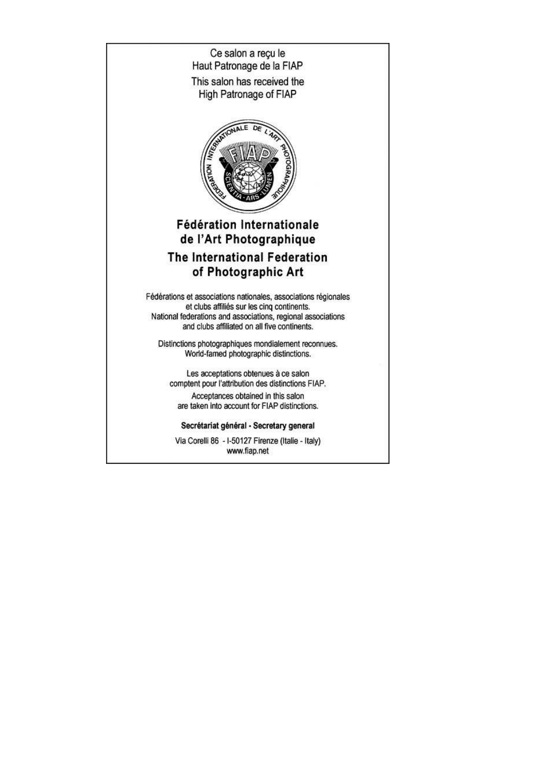Ce salon a reçu le
Haut Patronage de la FIAP

This salon has received the
High Patronage of FIAP

**Fédération Internationale de l'Art Photographique**

**The International Federation of Photographic Art**

Fédérations et associations nationales, associations régionales et clubs affiliés sur les cinq continents.
National federations and associations, regional associations and clubs affiliated on all five continents.

Distinctions photographiques mondialement reconnues.
World-famed photographic distinctions.

Les acceptations obtenues à ce salon comptent pour l'attribution des distinctions FIAP.
Acceptances obtained in this salon are taken into account for FIAP distinctions.

**Secrétariat général - Secretary general**

Via Corelli 86 - I-50127 Firenze (Italie - Italy)
www.fiap.net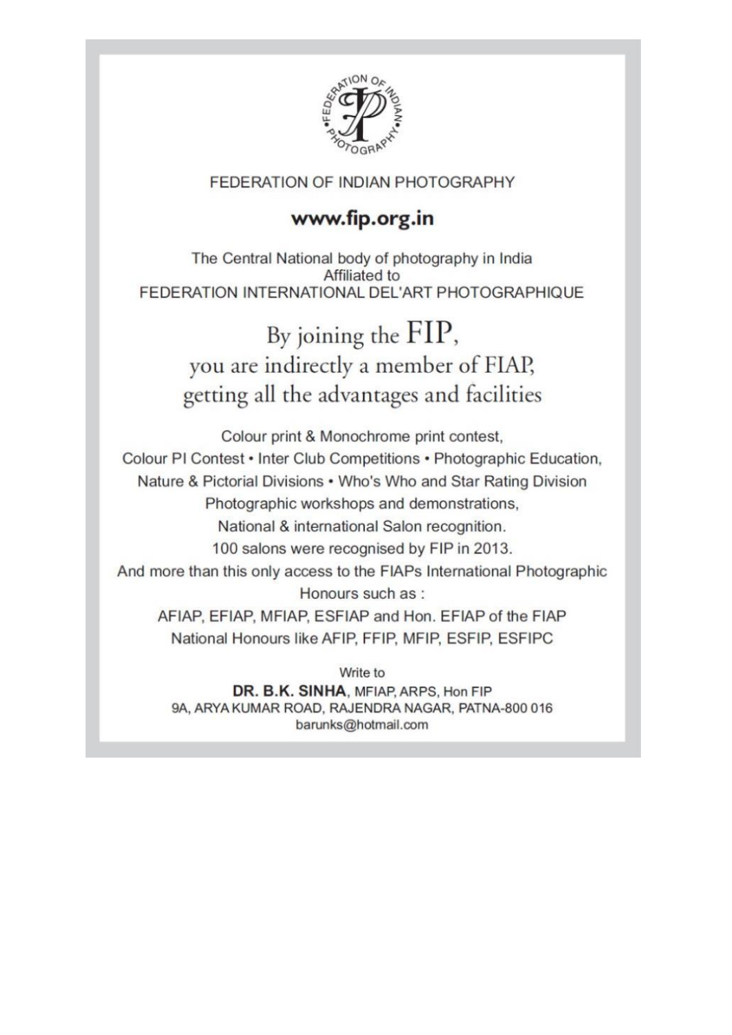FEDERATION OF INDIAN PHOTOGRAPHY

## www.fip.org.in

The Central National body of photography in India
Affiliated to
FEDERATION INTERNATIONAL DEL'ART PHOTOGRAPHIQUE

# By joining the FIP, you are indirectly a member of FIAP, getting all the advantages and facilities

Colour print & Monochrome print contest,
Colour PI Contest • Inter Club Competitions • Photographic Education,
Nature & Pictorial Divisions • Who's Who and Star Rating Division
Photographic workshops and demonstrations,
National & international Salon recognition.
100 salons were recognised by FIP in 2013.
And more than this only access to the FIAPs International Photographic Honours such as :
AFIAP, EFIAP, MFIAP, ESFIAP and Hon. EFIAP of the FIAP
National Honours like AFIP, FFIP, MFIP, ESFIP, ESFIPC

Write to
**DR. B.K. SINHA**, MFIAP, ARPS, Hon FIP
9A, ARYA KUMAR ROAD, RAJENDRA NAGAR, PATNA-800 016
barunks@hotmail.com